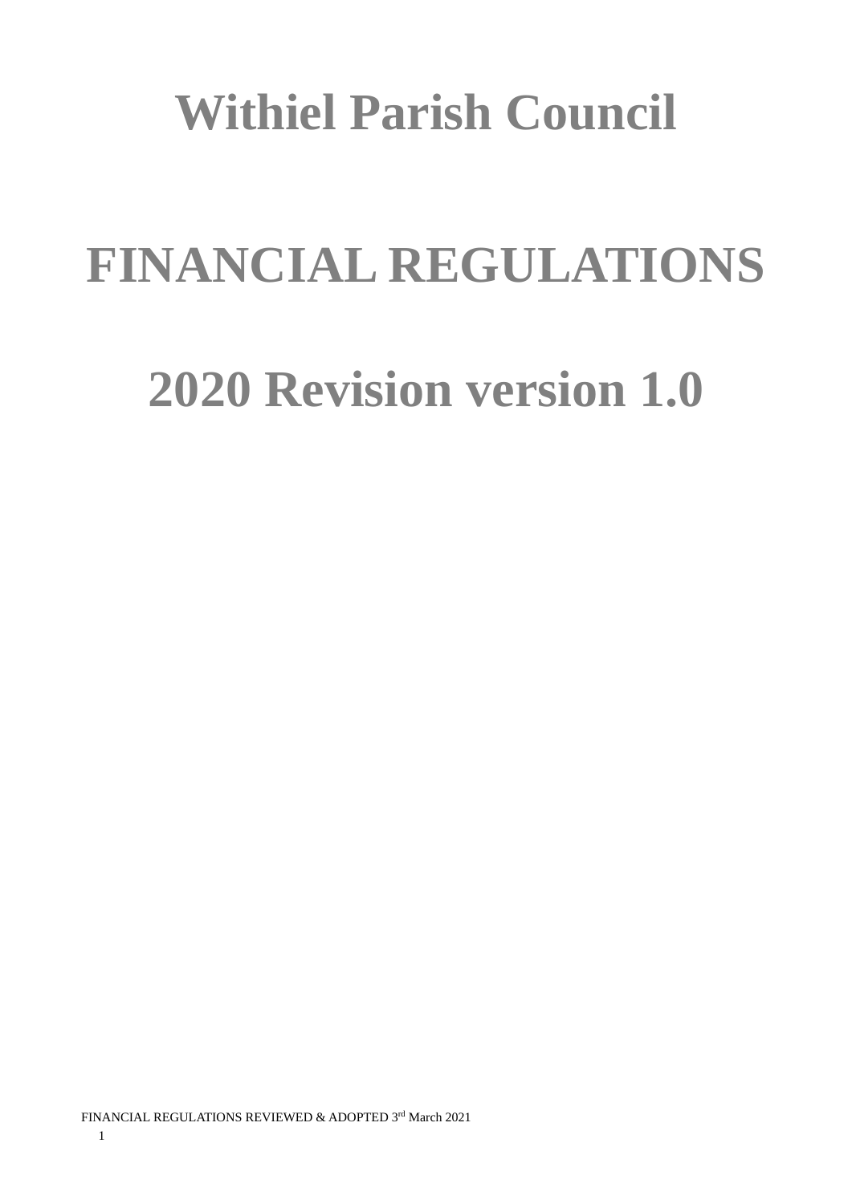# Withiel Parish Council

# FINANCIAL REGULATIONS

# 2020 Revision version 1.0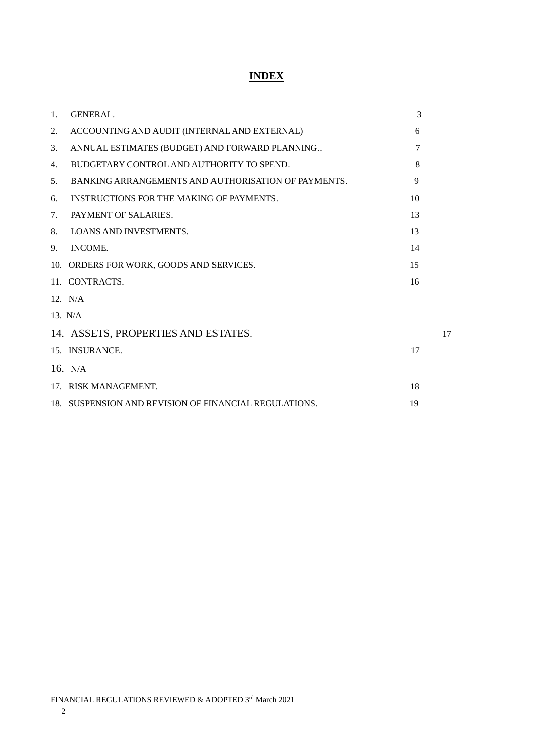# INDEX

| | | |
|---|---|---|
| 1. | GENERAL. | 3 |
| 2. | ACCOUNTING AND AUDIT (INTERNAL AND EXTERNAL) | 6 |
| 3. | ANNUAL ESTIMATES (BUDGET) AND FORWARD PLANNING.. | 7 |
| 4. | BUDGETARY CONTROL AND AUTHORITY TO SPEND. | 8 |
| 5. | BANKING ARRANGEMENTS AND AUTHORISATION OF PAYMENTS. | 9 |
| 6. | INSTRUCTIONS FOR THE MAKING OF PAYMENTS. | 10 |
| 7. | PAYMENT OF SALARIES. | 13 |
| 8. | LOANS AND INVESTMENTS. | 13 |
| 9. | INCOME. | 14 |
| 10. | ORDERS FOR WORK, GOODS AND SERVICES. | 15 |
| 11. | CONTRACTS. | 16 |
| 12. | N/A | |
| 13. | N/A | |
| 14. | ASSETS, PROPERTIES AND ESTATES. | 17 |
| 15. | INSURANCE. | 17 |
| 16. | N/A | |
| 17. | RISK MANAGEMENT. | 18 |
| 18. | SUSPENSION AND REVISION OF FINANCIAL REGULATIONS. | 19 |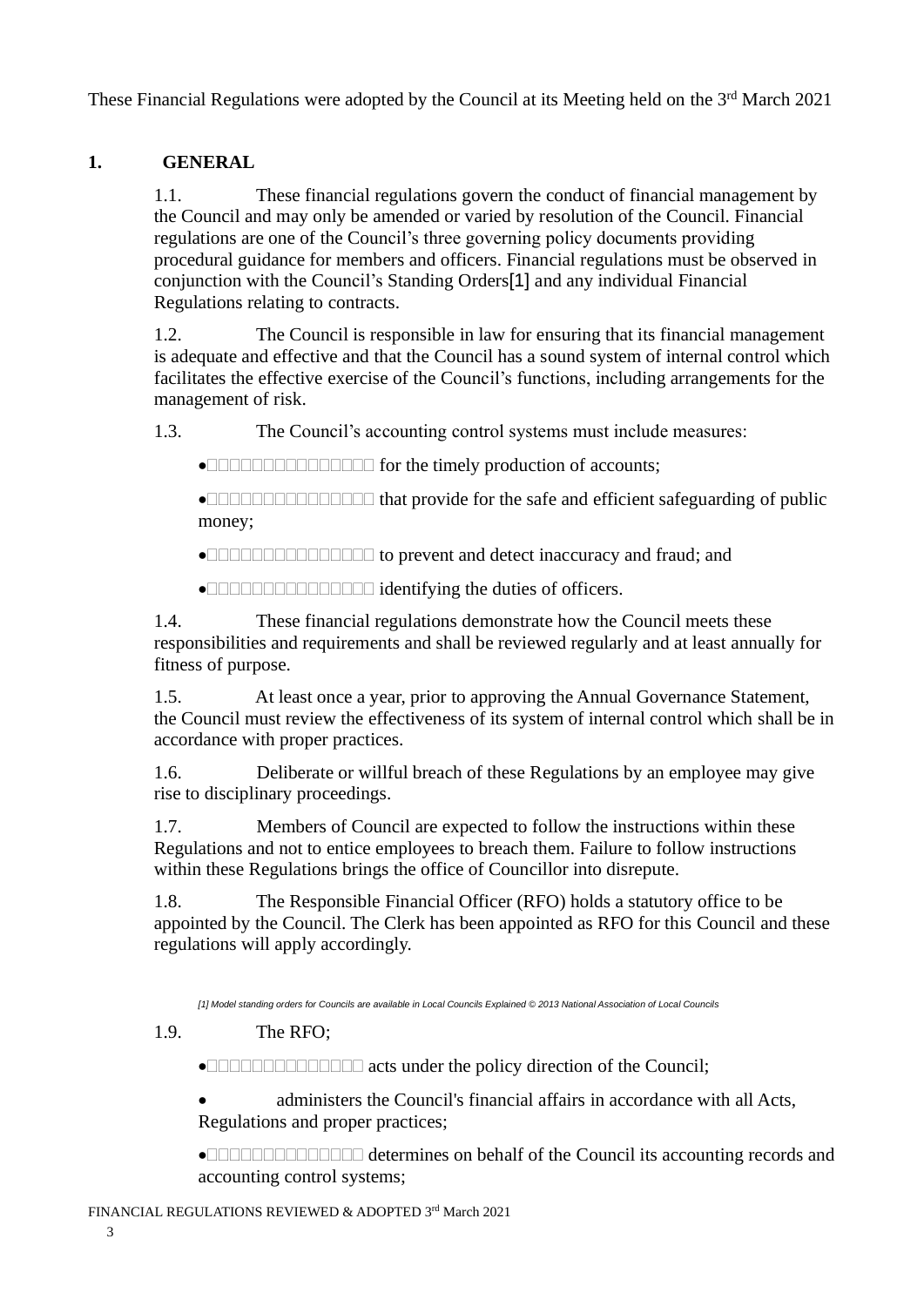These Financial Regulations were adopted by the Council at its Meeting held on the 3rd March 2021

## 1. GENERAL

1.1. These financial regulations govern the conduct of financial management by the Council and may only be amended or varied by resolution of the Council. Financial regulations are one of the Council's three governing policy documents providing procedural guidance for members and officers. Financial regulations must be observed in conjunction with the Council's Standing Orders[1] and any individual Financial Regulations relating to contracts.

1.2. The Council is responsible in law for ensuring that its financial management is adequate and effective and that the Council has a sound system of internal control which facilitates the effective exercise of the Council's functions, including arrangements for the management of risk.

1.3. The Council's accounting control systems must include measures:

- for the timely production of accounts;
- that provide for the safe and efficient safeguarding of public money;
- to prevent and detect inaccuracy and fraud; and
- identifying the duties of officers.

1.4. These financial regulations demonstrate how the Council meets these responsibilities and requirements and shall be reviewed regularly and at least annually for fitness of purpose.

1.5. At least once a year, prior to approving the Annual Governance Statement, the Council must review the effectiveness of its system of internal control which shall be in accordance with proper practices.

1.6. Deliberate or willful breach of these Regulations by an employee may give rise to disciplinary proceedings.

1.7. Members of Council are expected to follow the instructions within these Regulations and not to entice employees to breach them. Failure to follow instructions within these Regulations brings the office of Councillor into disrepute.

1.8. The Responsible Financial Officer (RFO) holds a statutory office to be appointed by the Council. The Clerk has been appointed as RFO for this Council and these regulations will apply accordingly.

*[1] Model standing orders for Councils are available in Local Councils Explained © 2013 National Association of Local Councils*

1.9. The RFO;

- acts under the policy direction of the Council;
- administers the Council's financial affairs in accordance with all Acts, Regulations and proper practices;
- determines on behalf of the Council its accounting records and accounting control systems;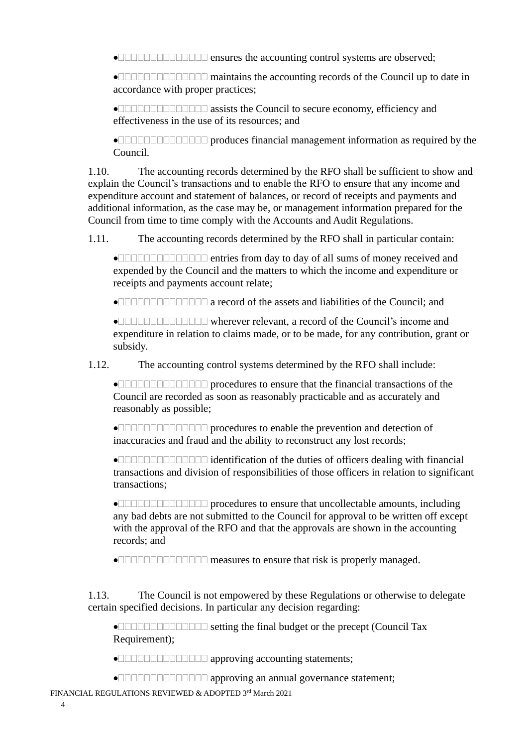- ensures the accounting control systems are observed;
- maintains the accounting records of the Council up to date in accordance with proper practices;
- assists the Council to secure economy, efficiency and effectiveness in the use of its resources; and
- produces financial management information as required by the Council.

1.10. The accounting records determined by the RFO shall be sufficient to show and explain the Council's transactions and to enable the RFO to ensure that any income and expenditure account and statement of balances, or record of receipts and payments and additional information, as the case may be, or management information prepared for the Council from time to time comply with the Accounts and Audit Regulations.

1.11. The accounting records determined by the RFO shall in particular contain:

- entries from day to day of all sums of money received and expended by the Council and the matters to which the income and expenditure or receipts and payments account relate;
- a record of the assets and liabilities of the Council; and
- wherever relevant, a record of the Council's income and expenditure in relation to claims made, or to be made, for any contribution, grant or subsidy.

1.12. The accounting control systems determined by the RFO shall include:

- procedures to ensure that the financial transactions of the Council are recorded as soon as reasonably practicable and as accurately and reasonably as possible;
- procedures to enable the prevention and detection of inaccuracies and fraud and the ability to reconstruct any lost records;
- identification of the duties of officers dealing with financial transactions and division of responsibilities of those officers in relation to significant transactions;
- procedures to ensure that uncollectable amounts, including any bad debts are not submitted to the Council for approval to be written off except with the approval of the RFO and that the approvals are shown in the accounting records; and
- measures to ensure that risk is properly managed.

1.13. The Council is not empowered by these Regulations or otherwise to delegate certain specified decisions. In particular any decision regarding:

- setting the final budget or the precept (Council Tax Requirement);
- approving accounting statements;
- approving an annual governance statement;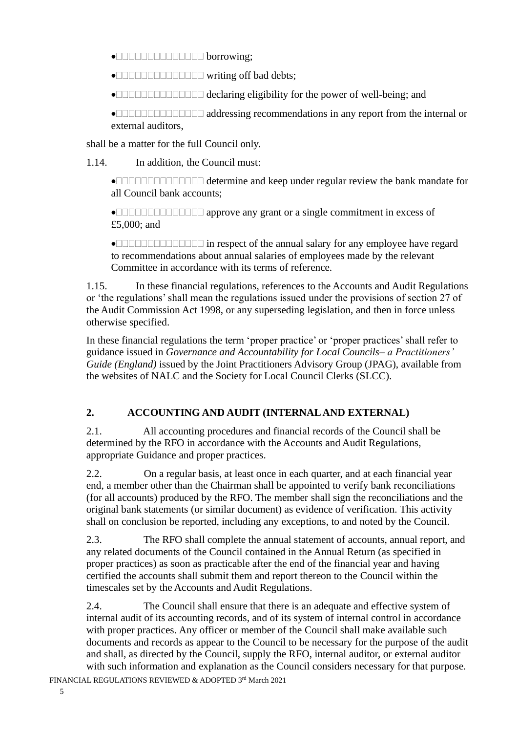- borrowing;
- writing off bad debts;
- declaring eligibility for the power of well-being; and
- addressing recommendations in any report from the internal or external auditors,

shall be a matter for the full Council only.

1.14. In addition, the Council must:

- determine and keep under regular review the bank mandate for all Council bank accounts;
- approve any grant or a single commitment in excess of £5,000; and
- in respect of the annual salary for any employee have regard to recommendations about annual salaries of employees made by the relevant Committee in accordance with its terms of reference.

1.15. In these financial regulations, references to the Accounts and Audit Regulations or 'the regulations' shall mean the regulations issued under the provisions of section 27 of the Audit Commission Act 1998, or any superseding legislation, and then in force unless otherwise specified.

In these financial regulations the term 'proper practice' or 'proper practices' shall refer to guidance issued in *Governance and Accountability for Local Councils– a Practitioners' Guide (England)* issued by the Joint Practitioners Advisory Group (JPAG), available from the websites of NALC and the Society for Local Council Clerks (SLCC).

## 2. ACCOUNTING AND AUDIT (INTERNAL AND EXTERNAL)

2.1. All accounting procedures and financial records of the Council shall be determined by the RFO in accordance with the Accounts and Audit Regulations, appropriate Guidance and proper practices.

2.2. On a regular basis, at least once in each quarter, and at each financial year end, a member other than the Chairman shall be appointed to verify bank reconciliations (for all accounts) produced by the RFO. The member shall sign the reconciliations and the original bank statements (or similar document) as evidence of verification. This activity shall on conclusion be reported, including any exceptions, to and noted by the Council.

2.3. The RFO shall complete the annual statement of accounts, annual report, and any related documents of the Council contained in the Annual Return (as specified in proper practices) as soon as practicable after the end of the financial year and having certified the accounts shall submit them and report thereon to the Council within the timescales set by the Accounts and Audit Regulations.

2.4. The Council shall ensure that there is an adequate and effective system of internal audit of its accounting records, and of its system of internal control in accordance with proper practices. Any officer or member of the Council shall make available such documents and records as appear to the Council to be necessary for the purpose of the audit and shall, as directed by the Council, supply the RFO, internal auditor, or external auditor with such information and explanation as the Council considers necessary for that purpose.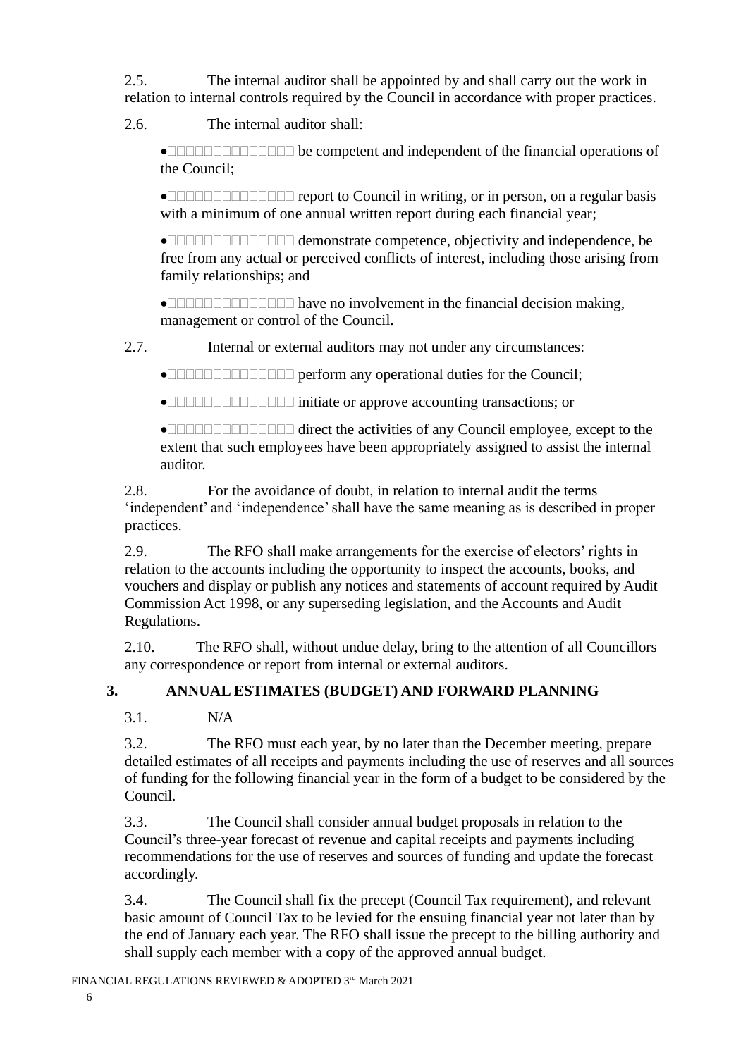2.5. The internal auditor shall be appointed by and shall carry out the work in relation to internal controls required by the Council in accordance with proper practices.

2.6. The internal auditor shall:

- be competent and independent of the financial operations of the Council;
- report to Council in writing, or in person, on a regular basis with a minimum of one annual written report during each financial year;
- demonstrate competence, objectivity and independence, be free from any actual or perceived conflicts of interest, including those arising from family relationships; and
- have no involvement in the financial decision making, management or control of the Council.

2.7. Internal or external auditors may not under any circumstances:

- perform any operational duties for the Council;
- initiate or approve accounting transactions; or
- direct the activities of any Council employee, except to the extent that such employees have been appropriately assigned to assist the internal auditor.

2.8. For the avoidance of doubt, in relation to internal audit the terms 'independent' and 'independence' shall have the same meaning as is described in proper practices.

2.9. The RFO shall make arrangements for the exercise of electors' rights in relation to the accounts including the opportunity to inspect the accounts, books, and vouchers and display or publish any notices and statements of account required by Audit Commission Act 1998, or any superseding legislation, and the Accounts and Audit Regulations.

2.10. The RFO shall, without undue delay, bring to the attention of all Councillors any correspondence or report from internal or external auditors.

## 3. ANNUAL ESTIMATES (BUDGET) AND FORWARD PLANNING

3.1. N/A

3.2. The RFO must each year, by no later than the December meeting, prepare detailed estimates of all receipts and payments including the use of reserves and all sources of funding for the following financial year in the form of a budget to be considered by the Council.

3.3. The Council shall consider annual budget proposals in relation to the Council's three-year forecast of revenue and capital receipts and payments including recommendations for the use of reserves and sources of funding and update the forecast accordingly.

3.4. The Council shall fix the precept (Council Tax requirement), and relevant basic amount of Council Tax to be levied for the ensuing financial year not later than by the end of January each year. The RFO shall issue the precept to the billing authority and shall supply each member with a copy of the approved annual budget.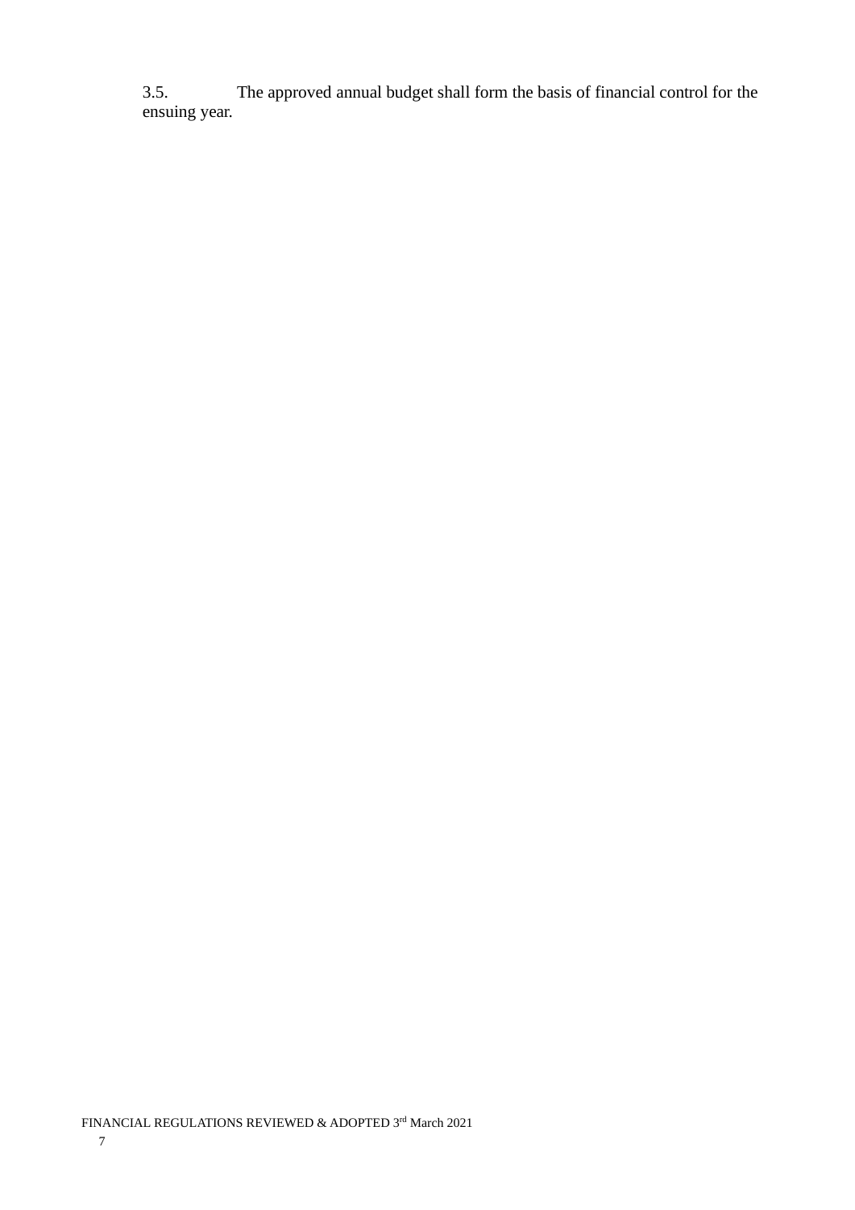3.5. The approved annual budget shall form the basis of financial control for the ensuing year.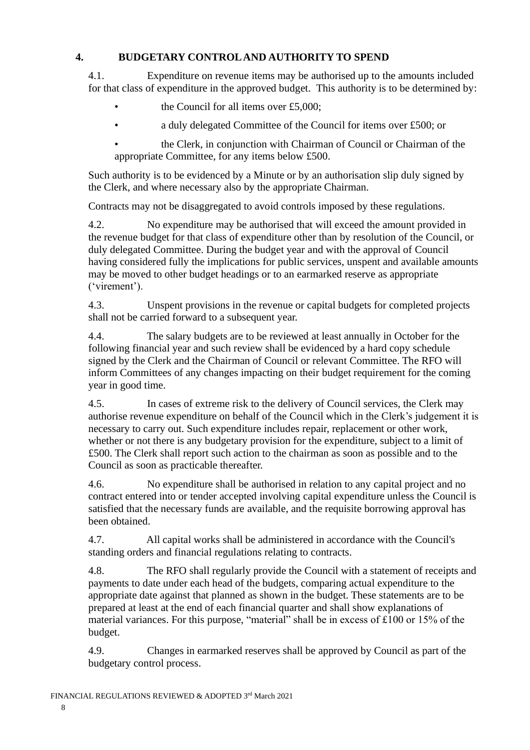## 4. BUDGETARY CONTROL AND AUTHORITY TO SPEND

4.1. Expenditure on revenue items may be authorised up to the amounts included for that class of expenditure in the approved budget. This authority is to be determined by:

- the Council for all items over £5,000;
- a duly delegated Committee of the Council for items over £500; or
- the Clerk, in conjunction with Chairman of Council or Chairman of the appropriate Committee, for any items below £500.

Such authority is to be evidenced by a Minute or by an authorisation slip duly signed by the Clerk, and where necessary also by the appropriate Chairman.

Contracts may not be disaggregated to avoid controls imposed by these regulations.

4.2. No expenditure may be authorised that will exceed the amount provided in the revenue budget for that class of expenditure other than by resolution of the Council, or duly delegated Committee. During the budget year and with the approval of Council having considered fully the implications for public services, unspent and available amounts may be moved to other budget headings or to an earmarked reserve as appropriate ('virement').

4.3. Unspent provisions in the revenue or capital budgets for completed projects shall not be carried forward to a subsequent year.

4.4. The salary budgets are to be reviewed at least annually in October for the following financial year and such review shall be evidenced by a hard copy schedule signed by the Clerk and the Chairman of Council or relevant Committee. The RFO will inform Committees of any changes impacting on their budget requirement for the coming year in good time.

4.5. In cases of extreme risk to the delivery of Council services, the Clerk may authorise revenue expenditure on behalf of the Council which in the Clerk's judgement it is necessary to carry out. Such expenditure includes repair, replacement or other work, whether or not there is any budgetary provision for the expenditure, subject to a limit of £500. The Clerk shall report such action to the chairman as soon as possible and to the Council as soon as practicable thereafter.

4.6. No expenditure shall be authorised in relation to any capital project and no contract entered into or tender accepted involving capital expenditure unless the Council is satisfied that the necessary funds are available, and the requisite borrowing approval has been obtained.

4.7. All capital works shall be administered in accordance with the Council's standing orders and financial regulations relating to contracts.

4.8. The RFO shall regularly provide the Council with a statement of receipts and payments to date under each head of the budgets, comparing actual expenditure to the appropriate date against that planned as shown in the budget. These statements are to be prepared at least at the end of each financial quarter and shall show explanations of material variances. For this purpose, "material" shall be in excess of £100 or 15% of the budget.

4.9. Changes in earmarked reserves shall be approved by Council as part of the budgetary control process.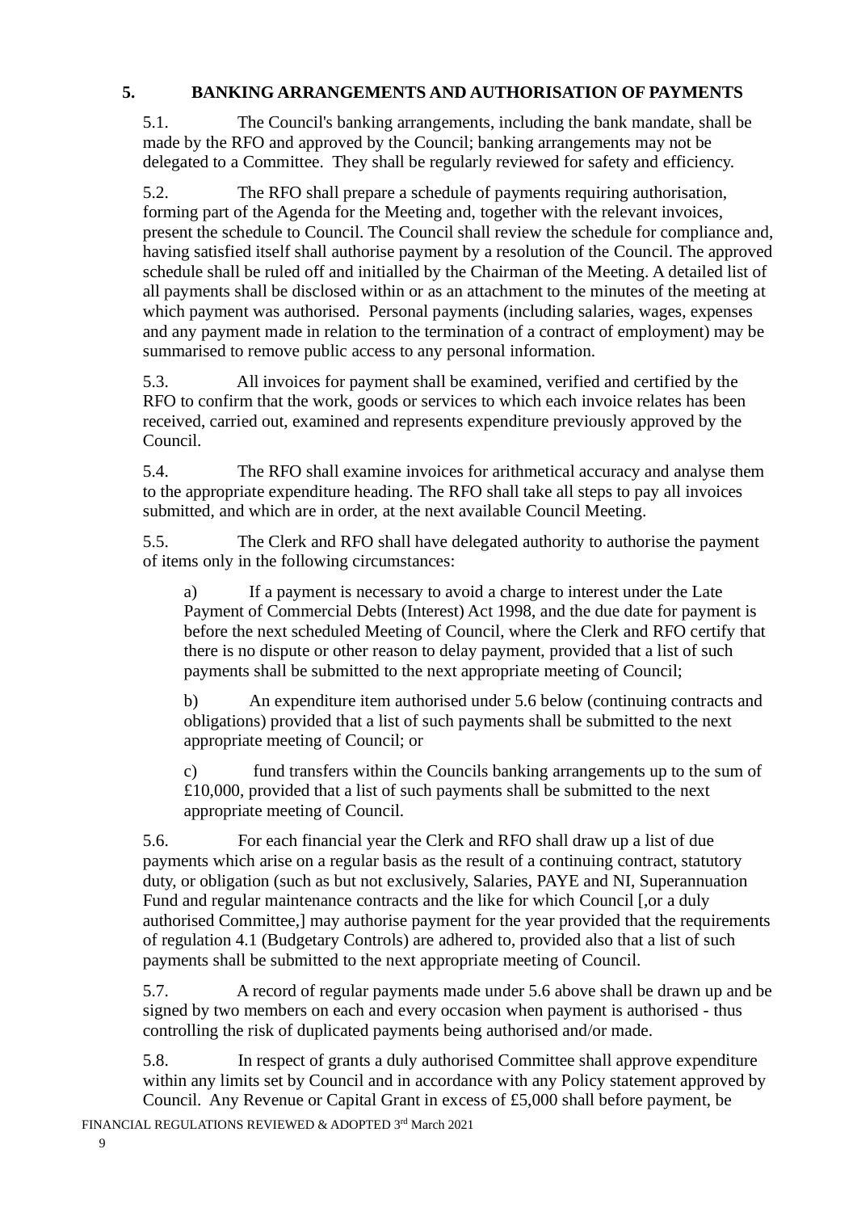## 5. BANKING ARRANGEMENTS AND AUTHORISATION OF PAYMENTS

5.1. The Council's banking arrangements, including the bank mandate, shall be made by the RFO and approved by the Council; banking arrangements may not be delegated to a Committee. They shall be regularly reviewed for safety and efficiency.

5.2. The RFO shall prepare a schedule of payments requiring authorisation, forming part of the Agenda for the Meeting and, together with the relevant invoices, present the schedule to Council. The Council shall review the schedule for compliance and, having satisfied itself shall authorise payment by a resolution of the Council. The approved schedule shall be ruled off and initialled by the Chairman of the Meeting. A detailed list of all payments shall be disclosed within or as an attachment to the minutes of the meeting at which payment was authorised. Personal payments (including salaries, wages, expenses and any payment made in relation to the termination of a contract of employment) may be summarised to remove public access to any personal information.

5.3. All invoices for payment shall be examined, verified and certified by the RFO to confirm that the work, goods or services to which each invoice relates has been received, carried out, examined and represents expenditure previously approved by the Council.

5.4. The RFO shall examine invoices for arithmetical accuracy and analyse them to the appropriate expenditure heading. The RFO shall take all steps to pay all invoices submitted, and which are in order, at the next available Council Meeting.

5.5. The Clerk and RFO shall have delegated authority to authorise the payment of items only in the following circumstances:

a) If a payment is necessary to avoid a charge to interest under the Late Payment of Commercial Debts (Interest) Act 1998, and the due date for payment is before the next scheduled Meeting of Council, where the Clerk and RFO certify that there is no dispute or other reason to delay payment, provided that a list of such payments shall be submitted to the next appropriate meeting of Council;

b) An expenditure item authorised under 5.6 below (continuing contracts and obligations) provided that a list of such payments shall be submitted to the next appropriate meeting of Council; or

c) fund transfers within the Councils banking arrangements up to the sum of £10,000, provided that a list of such payments shall be submitted to the next appropriate meeting of Council.

5.6. For each financial year the Clerk and RFO shall draw up a list of due payments which arise on a regular basis as the result of a continuing contract, statutory duty, or obligation (such as but not exclusively, Salaries, PAYE and NI, Superannuation Fund and regular maintenance contracts and the like for which Council [,or a duly authorised Committee,] may authorise payment for the year provided that the requirements of regulation 4.1 (Budgetary Controls) are adhered to, provided also that a list of such payments shall be submitted to the next appropriate meeting of Council.

5.7. A record of regular payments made under 5.6 above shall be drawn up and be signed by two members on each and every occasion when payment is authorised - thus controlling the risk of duplicated payments being authorised and/or made.

5.8. In respect of grants a duly authorised Committee shall approve expenditure within any limits set by Council and in accordance with any Policy statement approved by Council. Any Revenue or Capital Grant in excess of £5,000 shall before payment, be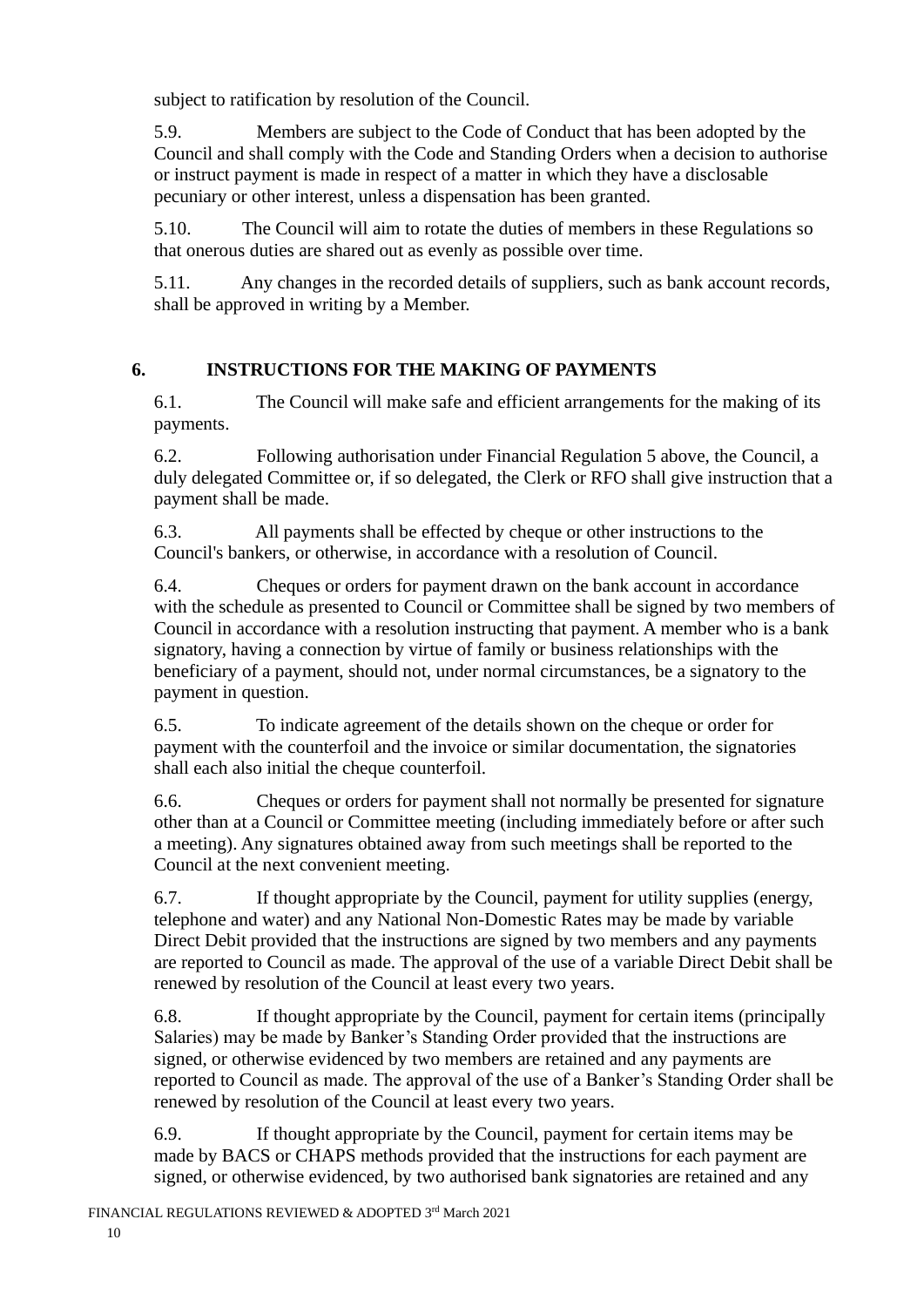subject to ratification by resolution of the Council.

5.9. Members are subject to the Code of Conduct that has been adopted by the Council and shall comply with the Code and Standing Orders when a decision to authorise or instruct payment is made in respect of a matter in which they have a disclosable pecuniary or other interest, unless a dispensation has been granted.

5.10. The Council will aim to rotate the duties of members in these Regulations so that onerous duties are shared out as evenly as possible over time.

5.11. Any changes in the recorded details of suppliers, such as bank account records, shall be approved in writing by a Member.

## 6. INSTRUCTIONS FOR THE MAKING OF PAYMENTS

6.1. The Council will make safe and efficient arrangements for the making of its payments.

6.2. Following authorisation under Financial Regulation 5 above, the Council, a duly delegated Committee or, if so delegated, the Clerk or RFO shall give instruction that a payment shall be made.

6.3. All payments shall be effected by cheque or other instructions to the Council's bankers, or otherwise, in accordance with a resolution of Council.

6.4. Cheques or orders for payment drawn on the bank account in accordance with the schedule as presented to Council or Committee shall be signed by two members of Council in accordance with a resolution instructing that payment. A member who is a bank signatory, having a connection by virtue of family or business relationships with the beneficiary of a payment, should not, under normal circumstances, be a signatory to the payment in question.

6.5. To indicate agreement of the details shown on the cheque or order for payment with the counterfoil and the invoice or similar documentation, the signatories shall each also initial the cheque counterfoil.

6.6. Cheques or orders for payment shall not normally be presented for signature other than at a Council or Committee meeting (including immediately before or after such a meeting). Any signatures obtained away from such meetings shall be reported to the Council at the next convenient meeting.

6.7. If thought appropriate by the Council, payment for utility supplies (energy, telephone and water) and any National Non-Domestic Rates may be made by variable Direct Debit provided that the instructions are signed by two members and any payments are reported to Council as made. The approval of the use of a variable Direct Debit shall be renewed by resolution of the Council at least every two years.

6.8. If thought appropriate by the Council, payment for certain items (principally Salaries) may be made by Banker's Standing Order provided that the instructions are signed, or otherwise evidenced by two members are retained and any payments are reported to Council as made. The approval of the use of a Banker's Standing Order shall be renewed by resolution of the Council at least every two years.

6.9. If thought appropriate by the Council, payment for certain items may be made by BACS or CHAPS methods provided that the instructions for each payment are signed, or otherwise evidenced, by two authorised bank signatories are retained and any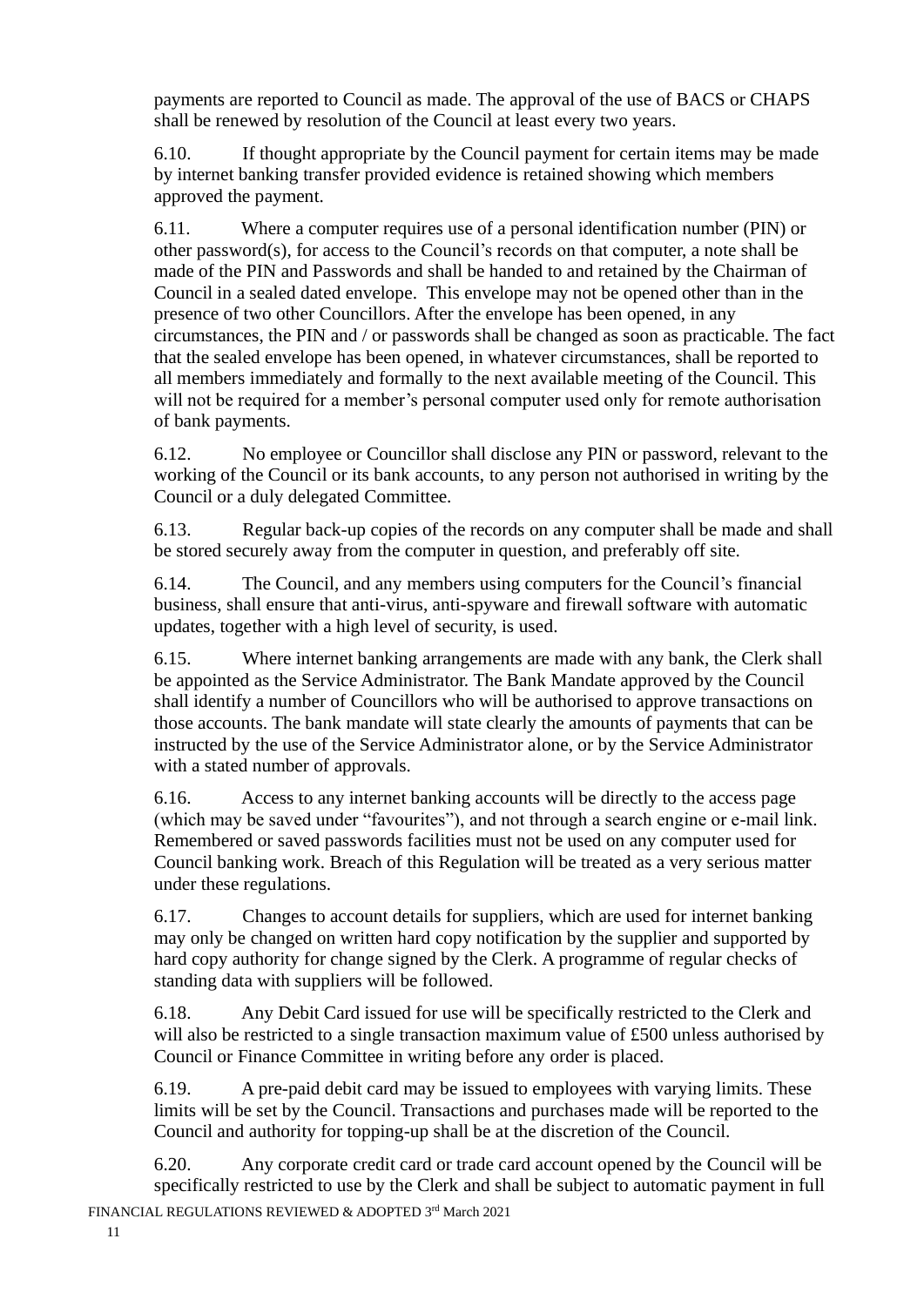payments are reported to Council as made. The approval of the use of BACS or CHAPS shall be renewed by resolution of the Council at least every two years.

6.10. If thought appropriate by the Council payment for certain items may be made by internet banking transfer provided evidence is retained showing which members approved the payment.

6.11. Where a computer requires use of a personal identification number (PIN) or other password(s), for access to the Council's records on that computer, a note shall be made of the PIN and Passwords and shall be handed to and retained by the Chairman of Council in a sealed dated envelope. This envelope may not be opened other than in the presence of two other Councillors. After the envelope has been opened, in any circumstances, the PIN and / or passwords shall be changed as soon as practicable. The fact that the sealed envelope has been opened, in whatever circumstances, shall be reported to all members immediately and formally to the next available meeting of the Council. This will not be required for a member's personal computer used only for remote authorisation of bank payments.

6.12. No employee or Councillor shall disclose any PIN or password, relevant to the working of the Council or its bank accounts, to any person not authorised in writing by the Council or a duly delegated Committee.

6.13. Regular back-up copies of the records on any computer shall be made and shall be stored securely away from the computer in question, and preferably off site.

6.14. The Council, and any members using computers for the Council's financial business, shall ensure that anti-virus, anti-spyware and firewall software with automatic updates, together with a high level of security, is used.

6.15. Where internet banking arrangements are made with any bank, the Clerk shall be appointed as the Service Administrator. The Bank Mandate approved by the Council shall identify a number of Councillors who will be authorised to approve transactions on those accounts. The bank mandate will state clearly the amounts of payments that can be instructed by the use of the Service Administrator alone, or by the Service Administrator with a stated number of approvals.

6.16. Access to any internet banking accounts will be directly to the access page (which may be saved under "favourites"), and not through a search engine or e-mail link. Remembered or saved passwords facilities must not be used on any computer used for Council banking work. Breach of this Regulation will be treated as a very serious matter under these regulations.

6.17. Changes to account details for suppliers, which are used for internet banking may only be changed on written hard copy notification by the supplier and supported by hard copy authority for change signed by the Clerk. A programme of regular checks of standing data with suppliers will be followed.

6.18. Any Debit Card issued for use will be specifically restricted to the Clerk and will also be restricted to a single transaction maximum value of £500 unless authorised by Council or Finance Committee in writing before any order is placed.

6.19. A pre-paid debit card may be issued to employees with varying limits. These limits will be set by the Council. Transactions and purchases made will be reported to the Council and authority for topping-up shall be at the discretion of the Council.

6.20. Any corporate credit card or trade card account opened by the Council will be specifically restricted to use by the Clerk and shall be subject to automatic payment in full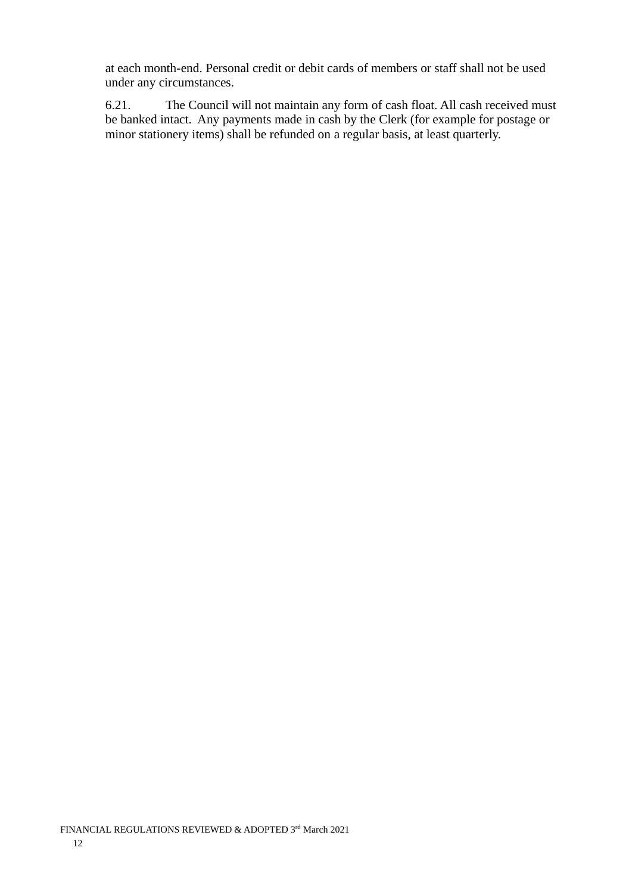at each month-end. Personal credit or debit cards of members or staff shall not be used under any circumstances.

6.21. The Council will not maintain any form of cash float. All cash received must be banked intact. Any payments made in cash by the Clerk (for example for postage or minor stationery items) shall be refunded on a regular basis, at least quarterly.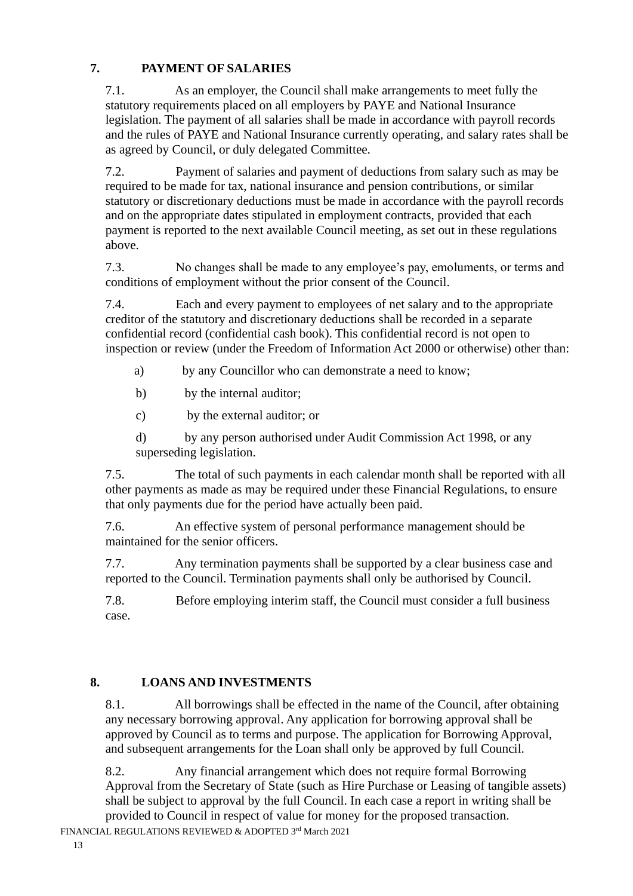## 7. PAYMENT OF SALARIES

7.1. As an employer, the Council shall make arrangements to meet fully the statutory requirements placed on all employers by PAYE and National Insurance legislation. The payment of all salaries shall be made in accordance with payroll records and the rules of PAYE and National Insurance currently operating, and salary rates shall be as agreed by Council, or duly delegated Committee.

7.2. Payment of salaries and payment of deductions from salary such as may be required to be made for tax, national insurance and pension contributions, or similar statutory or discretionary deductions must be made in accordance with the payroll records and on the appropriate dates stipulated in employment contracts, provided that each payment is reported to the next available Council meeting, as set out in these regulations above.

7.3. No changes shall be made to any employee's pay, emoluments, or terms and conditions of employment without the prior consent of the Council.

7.4. Each and every payment to employees of net salary and to the appropriate creditor of the statutory and discretionary deductions shall be recorded in a separate confidential record (confidential cash book). This confidential record is not open to inspection or review (under the Freedom of Information Act 2000 or otherwise) other than:

a) by any Councillor who can demonstrate a need to know;

b) by the internal auditor;

c) by the external auditor; or

d) by any person authorised under Audit Commission Act 1998, or any superseding legislation.

7.5. The total of such payments in each calendar month shall be reported with all other payments as made as may be required under these Financial Regulations, to ensure that only payments due for the period have actually been paid.

7.6. An effective system of personal performance management should be maintained for the senior officers.

7.7. Any termination payments shall be supported by a clear business case and reported to the Council. Termination payments shall only be authorised by Council.

7.8. Before employing interim staff, the Council must consider a full business case.

## 8. LOANS AND INVESTMENTS

8.1. All borrowings shall be effected in the name of the Council, after obtaining any necessary borrowing approval. Any application for borrowing approval shall be approved by Council as to terms and purpose. The application for Borrowing Approval, and subsequent arrangements for the Loan shall only be approved by full Council.

8.2. Any financial arrangement which does not require formal Borrowing Approval from the Secretary of State (such as Hire Purchase or Leasing of tangible assets) shall be subject to approval by the full Council. In each case a report in writing shall be provided to Council in respect of value for money for the proposed transaction.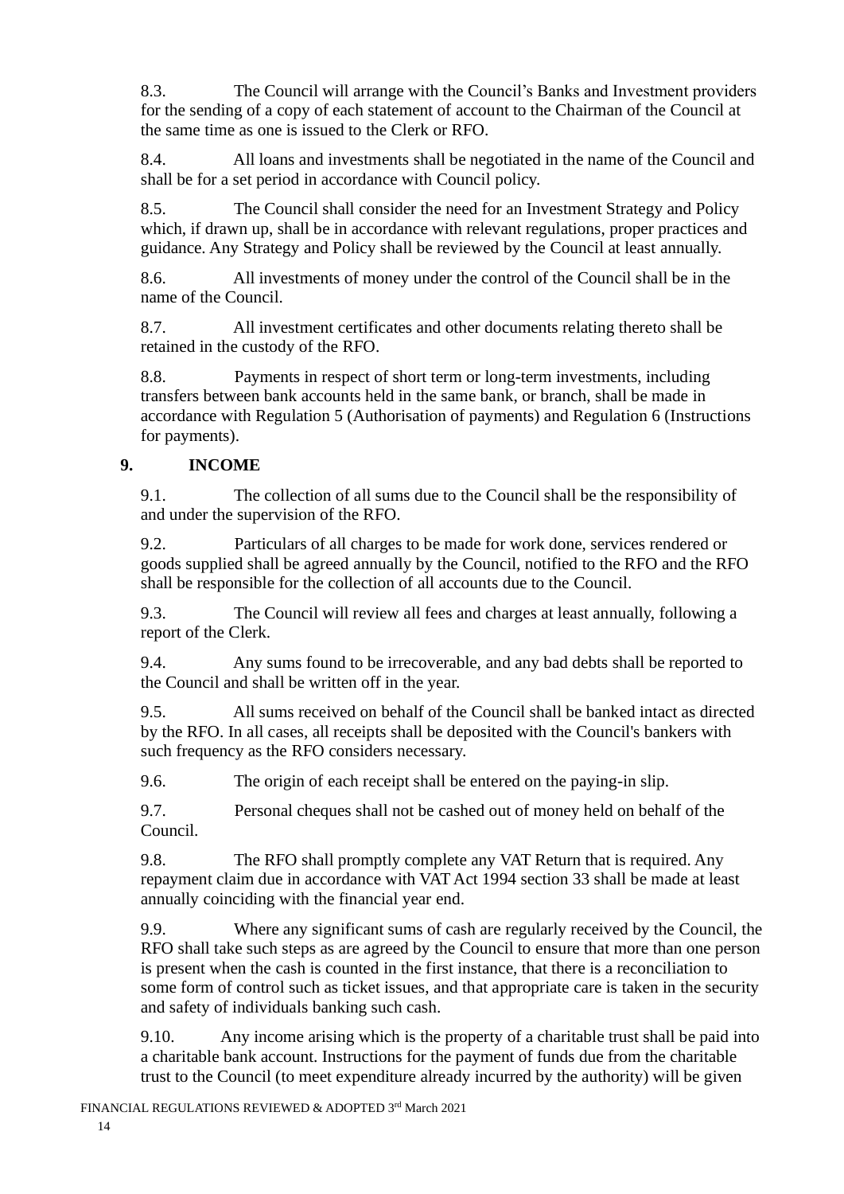8.3. The Council will arrange with the Council's Banks and Investment providers for the sending of a copy of each statement of account to the Chairman of the Council at the same time as one is issued to the Clerk or RFO.

8.4. All loans and investments shall be negotiated in the name of the Council and shall be for a set period in accordance with Council policy.

8.5. The Council shall consider the need for an Investment Strategy and Policy which, if drawn up, shall be in accordance with relevant regulations, proper practices and guidance. Any Strategy and Policy shall be reviewed by the Council at least annually.

8.6. All investments of money under the control of the Council shall be in the name of the Council.

8.7. All investment certificates and other documents relating thereto shall be retained in the custody of the RFO.

8.8. Payments in respect of short term or long-term investments, including transfers between bank accounts held in the same bank, or branch, shall be made in accordance with Regulation 5 (Authorisation of payments) and Regulation 6 (Instructions for payments).

## 9. INCOME

9.1. The collection of all sums due to the Council shall be the responsibility of and under the supervision of the RFO.

9.2. Particulars of all charges to be made for work done, services rendered or goods supplied shall be agreed annually by the Council, notified to the RFO and the RFO shall be responsible for the collection of all accounts due to the Council.

9.3. The Council will review all fees and charges at least annually, following a report of the Clerk.

9.4. Any sums found to be irrecoverable, and any bad debts shall be reported to the Council and shall be written off in the year.

9.5. All sums received on behalf of the Council shall be banked intact as directed by the RFO. In all cases, all receipts shall be deposited with the Council's bankers with such frequency as the RFO considers necessary.

9.6. The origin of each receipt shall be entered on the paying-in slip.

9.7. Personal cheques shall not be cashed out of money held on behalf of the Council.

9.8. The RFO shall promptly complete any VAT Return that is required. Any repayment claim due in accordance with VAT Act 1994 section 33 shall be made at least annually coinciding with the financial year end.

9.9. Where any significant sums of cash are regularly received by the Council, the RFO shall take such steps as are agreed by the Council to ensure that more than one person is present when the cash is counted in the first instance, that there is a reconciliation to some form of control such as ticket issues, and that appropriate care is taken in the security and safety of individuals banking such cash.

9.10. Any income arising which is the property of a charitable trust shall be paid into a charitable bank account. Instructions for the payment of funds due from the charitable trust to the Council (to meet expenditure already incurred by the authority) will be given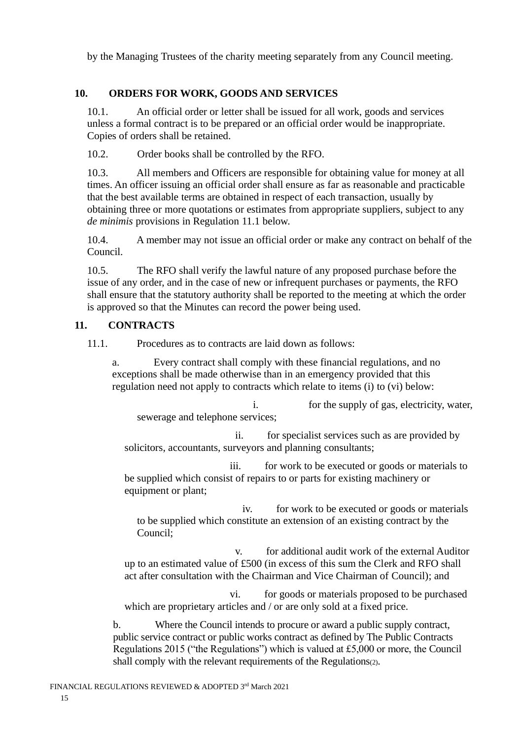by the Managing Trustees of the charity meeting separately from any Council meeting.

## 10. ORDERS FOR WORK, GOODS AND SERVICES

10.1. An official order or letter shall be issued for all work, goods and services unless a formal contract is to be prepared or an official order would be inappropriate. Copies of orders shall be retained.

10.2. Order books shall be controlled by the RFO.

10.3. All members and Officers are responsible for obtaining value for money at all times. An officer issuing an official order shall ensure as far as reasonable and practicable that the best available terms are obtained in respect of each transaction, usually by obtaining three or more quotations or estimates from appropriate suppliers, subject to any *de minimis* provisions in Regulation 11.1 below.

10.4. A member may not issue an official order or make any contract on behalf of the Council.

10.5. The RFO shall verify the lawful nature of any proposed purchase before the issue of any order, and in the case of new or infrequent purchases or payments, the RFO shall ensure that the statutory authority shall be reported to the meeting at which the order is approved so that the Minutes can record the power being used.

## 11. CONTRACTS

11.1. Procedures as to contracts are laid down as follows:

a. Every contract shall comply with these financial regulations, and no exceptions shall be made otherwise than in an emergency provided that this regulation need not apply to contracts which relate to items (i) to (vi) below:

i. for the supply of gas, electricity, water, sewerage and telephone services;

ii. for specialist services such as are provided by solicitors, accountants, surveyors and planning consultants;

iii. for work to be executed or goods or materials to be supplied which consist of repairs to or parts for existing machinery or equipment or plant;

iv. for work to be executed or goods or materials to be supplied which constitute an extension of an existing contract by the Council;

v. for additional audit work of the external Auditor up to an estimated value of £500 (in excess of this sum the Clerk and RFO shall act after consultation with the Chairman and Vice Chairman of Council); and

vi. for goods or materials proposed to be purchased which are proprietary articles and / or are only sold at a fixed price.

b. Where the Council intends to procure or award a public supply contract, public service contract or public works contract as defined by The Public Contracts Regulations 2015 ("the Regulations") which is valued at £5,000 or more, the Council shall comply with the relevant requirements of the Regulations[2].

FINANCIAL REGULATIONS REVIEWED & ADOPTED 3rd March 2021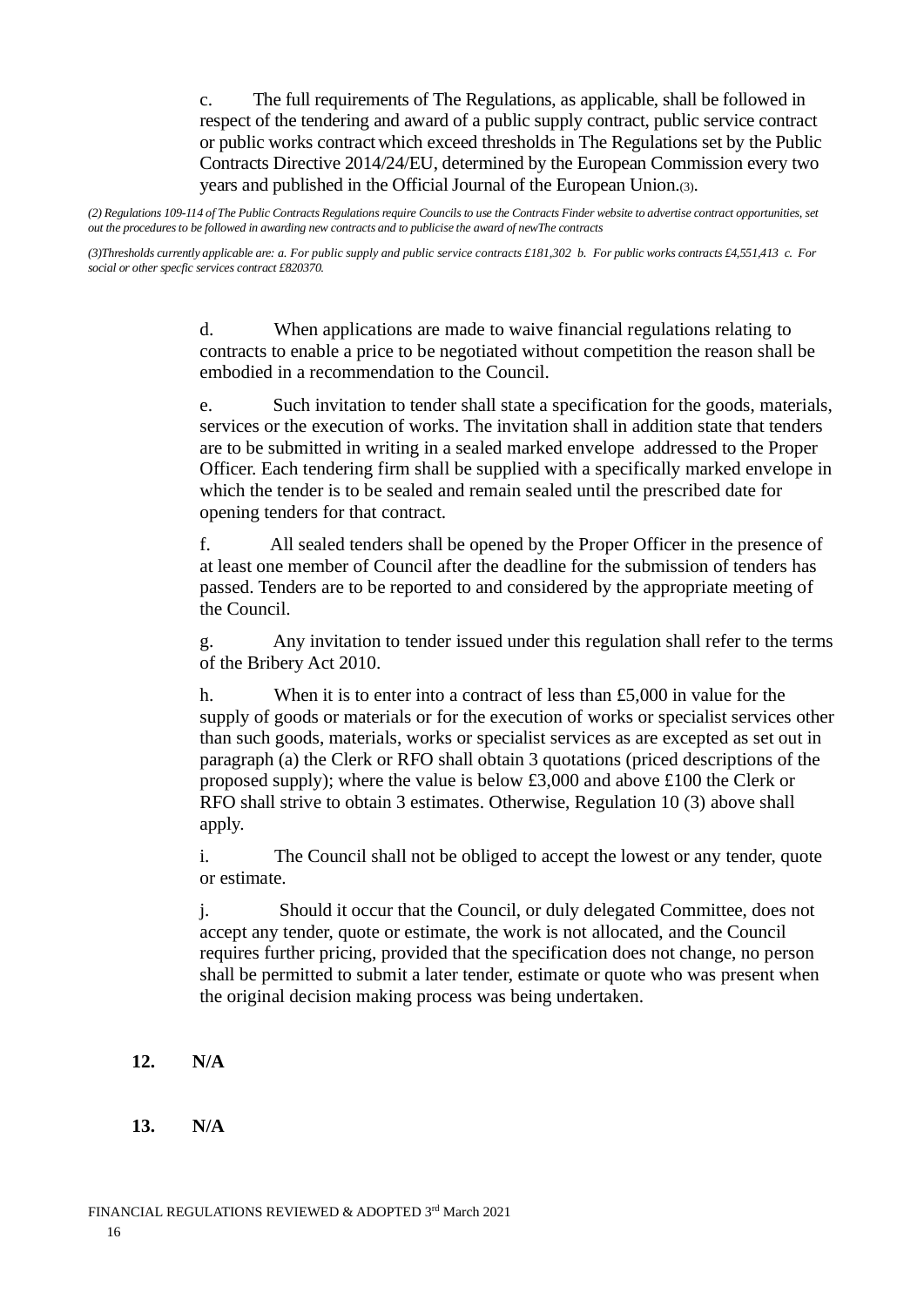c. The full requirements of The Regulations, as applicable, shall be followed in respect of the tendering and award of a public supply contract, public service contract or public works contract which exceed thresholds in The Regulations set by the Public Contracts Directive 2014/24/EU, determined by the European Commission every two years and published in the Official Journal of the European Union.(3).

*(2) Regulations 109-114 of The Public Contracts Regulations require Councils to use the Contracts Finder website to advertise contract opportunities, set out the procedures to be followed in awarding new contracts and to publicise the award of newThe contracts*

*(3)Thresholds currently applicable are: a. For public supply and public service contracts £181,302 b. For public works contracts £4,551,413 c. For social or other specfic services contract £820370.*

d. When applications are made to waive financial regulations relating to contracts to enable a price to be negotiated without competition the reason shall be embodied in a recommendation to the Council.

e. Such invitation to tender shall state a specification for the goods, materials, services or the execution of works. The invitation shall in addition state that tenders are to be submitted in writing in a sealed marked envelope addressed to the Proper Officer. Each tendering firm shall be supplied with a specifically marked envelope in which the tender is to be sealed and remain sealed until the prescribed date for opening tenders for that contract.

f. All sealed tenders shall be opened by the Proper Officer in the presence of at least one member of Council after the deadline for the submission of tenders has passed. Tenders are to be reported to and considered by the appropriate meeting of the Council.

g. Any invitation to tender issued under this regulation shall refer to the terms of the Bribery Act 2010.

h. When it is to enter into a contract of less than £5,000 in value for the supply of goods or materials or for the execution of works or specialist services other than such goods, materials, works or specialist services as are excepted as set out in paragraph (a) the Clerk or RFO shall obtain 3 quotations (priced descriptions of the proposed supply); where the value is below £3,000 and above £100 the Clerk or RFO shall strive to obtain 3 estimates. Otherwise, Regulation 10 (3) above shall apply.

i. The Council shall not be obliged to accept the lowest or any tender, quote or estimate.

j. Should it occur that the Council, or duly delegated Committee, does not accept any tender, quote or estimate, the work is not allocated, and the Council requires further pricing, provided that the specification does not change, no person shall be permitted to submit a later tender, estimate or quote who was present when the original decision making process was being undertaken.

**12. N/A**

**13. N/A**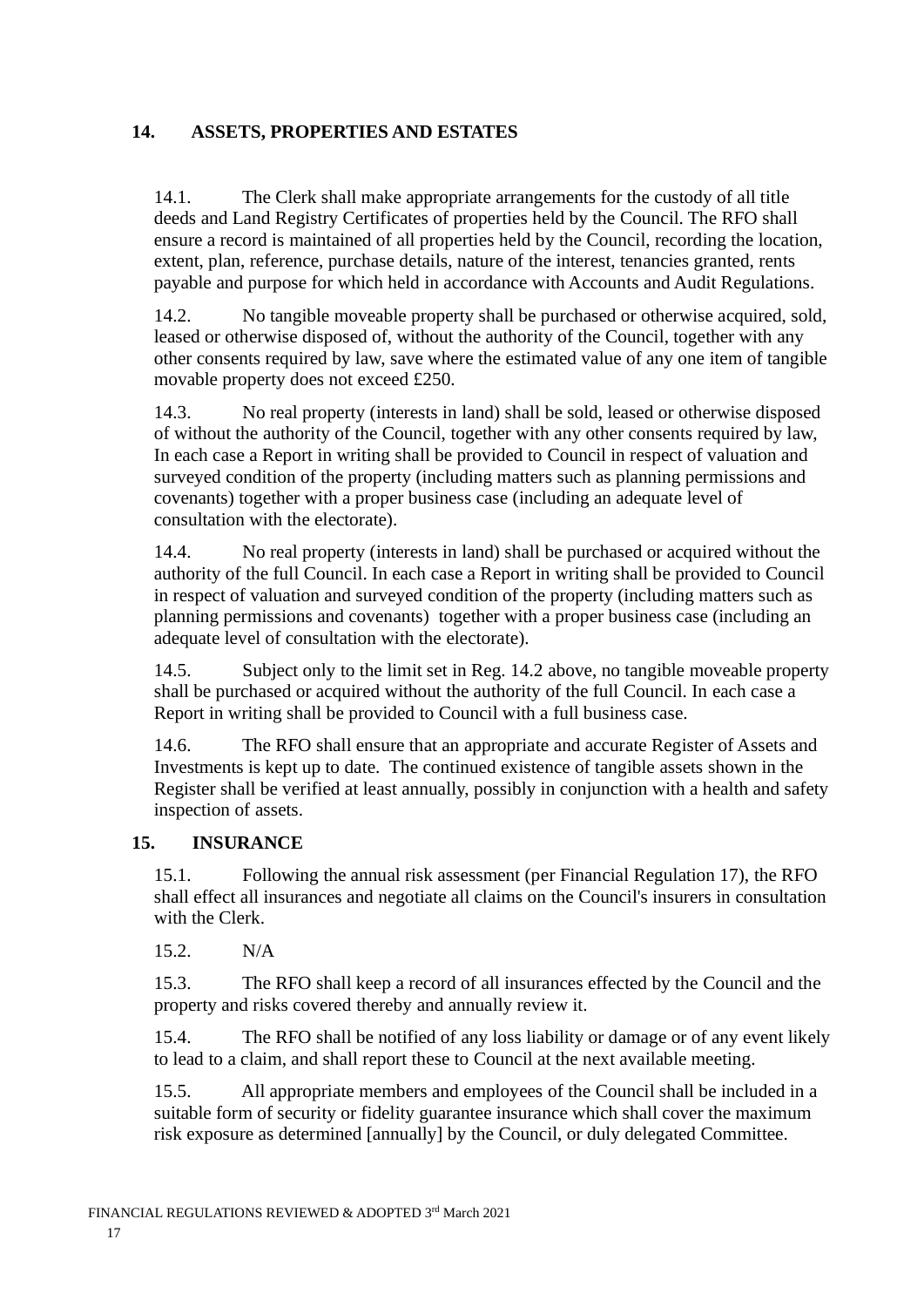## 14. ASSETS, PROPERTIES AND ESTATES

14.1. The Clerk shall make appropriate arrangements for the custody of all title deeds and Land Registry Certificates of properties held by the Council. The RFO shall ensure a record is maintained of all properties held by the Council, recording the location, extent, plan, reference, purchase details, nature of the interest, tenancies granted, rents payable and purpose for which held in accordance with Accounts and Audit Regulations.

14.2. No tangible moveable property shall be purchased or otherwise acquired, sold, leased or otherwise disposed of, without the authority of the Council, together with any other consents required by law, save where the estimated value of any one item of tangible movable property does not exceed £250.

14.3. No real property (interests in land) shall be sold, leased or otherwise disposed of without the authority of the Council, together with any other consents required by law, In each case a Report in writing shall be provided to Council in respect of valuation and surveyed condition of the property (including matters such as planning permissions and covenants) together with a proper business case (including an adequate level of consultation with the electorate).

14.4. No real property (interests in land) shall be purchased or acquired without the authority of the full Council. In each case a Report in writing shall be provided to Council in respect of valuation and surveyed condition of the property (including matters such as planning permissions and covenants) together with a proper business case (including an adequate level of consultation with the electorate).

14.5. Subject only to the limit set in Reg. 14.2 above, no tangible moveable property shall be purchased or acquired without the authority of the full Council. In each case a Report in writing shall be provided to Council with a full business case.

14.6. The RFO shall ensure that an appropriate and accurate Register of Assets and Investments is kept up to date. The continued existence of tangible assets shown in the Register shall be verified at least annually, possibly in conjunction with a health and safety inspection of assets.

## 15. INSURANCE

15.1. Following the annual risk assessment (per Financial Regulation 17), the RFO shall effect all insurances and negotiate all claims on the Council's insurers in consultation with the Clerk.

15.2. N/A

15.3. The RFO shall keep a record of all insurances effected by the Council and the property and risks covered thereby and annually review it.

15.4. The RFO shall be notified of any loss liability or damage or of any event likely to lead to a claim, and shall report these to Council at the next available meeting.

15.5. All appropriate members and employees of the Council shall be included in a suitable form of security or fidelity guarantee insurance which shall cover the maximum risk exposure as determined [annually] by the Council, or duly delegated Committee.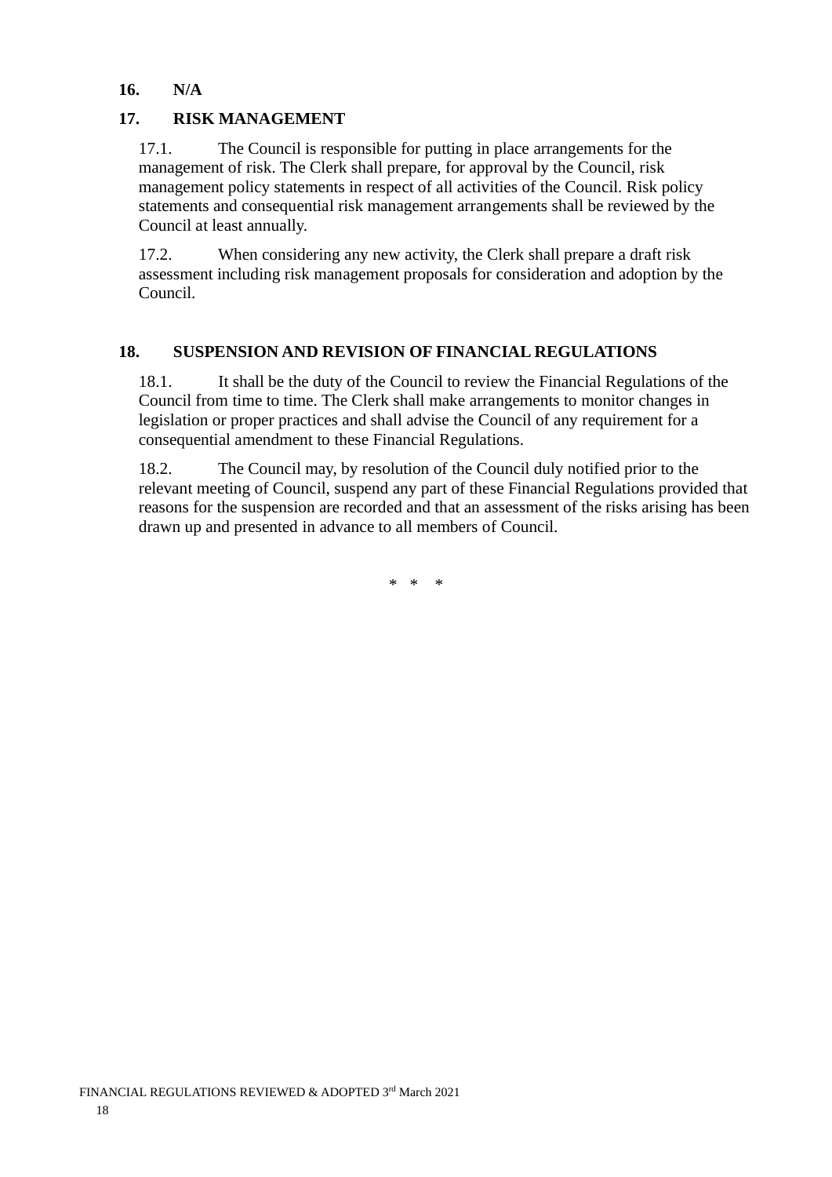**16. N/A**

## 17. RISK MANAGEMENT

17.1. The Council is responsible for putting in place arrangements for the management of risk. The Clerk shall prepare, for approval by the Council, risk management policy statements in respect of all activities of the Council. Risk policy statements and consequential risk management arrangements shall be reviewed by the Council at least annually.

17.2. When considering any new activity, the Clerk shall prepare a draft risk assessment including risk management proposals for consideration and adoption by the Council.

## 18. SUSPENSION AND REVISION OF FINANCIAL REGULATIONS

18.1. It shall be the duty of the Council to review the Financial Regulations of the Council from time to time. The Clerk shall make arrangements to monitor changes in legislation or proper practices and shall advise the Council of any requirement for a consequential amendment to these Financial Regulations.

18.2. The Council may, by resolution of the Council duly notified prior to the relevant meeting of Council, suspend any part of these Financial Regulations provided that reasons for the suspension are recorded and that an assessment of the risks arising has been drawn up and presented in advance to all members of Council.

\* \* \*